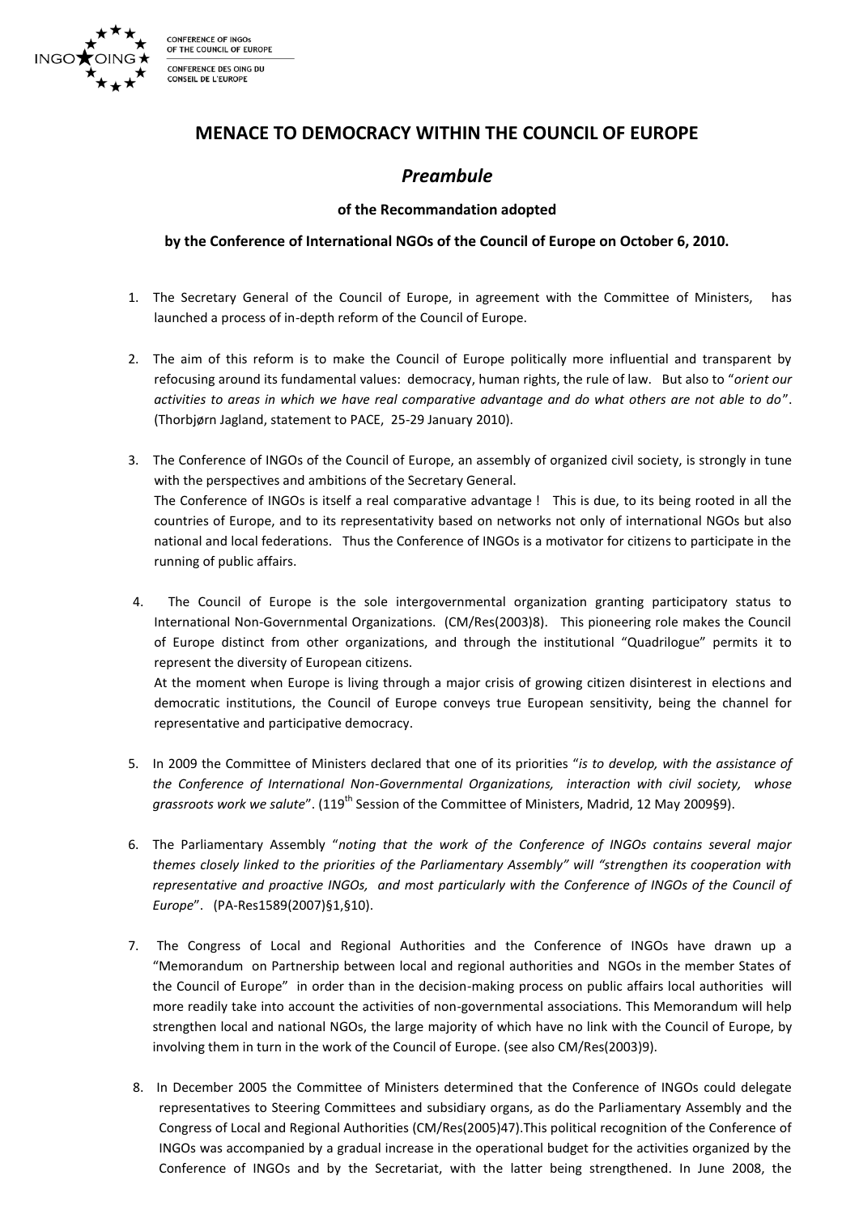CONFERENCE OF INGOs OF THE COUNCIL OF EUROPE

CONFERENCE DES OING DU CONSEIL DE L'EUROPE

# MENACE TO DEMOCRACY WITHIN THE COUNCIL OF EUROPE

## *Preambule*

### of the Recommandation adopted

### by the Conference of International NGOs of the Council of Europe on October 6, 2010.

1. The Secretary General of the Council of Europe, in agreement with the Committee of Ministers, has launched a process of in-depth reform of the Council of Europe.

2. The aim of this reform is to make the Council of Europe politically more influential and transparent by refocusing around its fundamental values: democracy, human rights, the rule of law. But also to "*orient our activities to areas in which we have real comparative advantage and do what others are not able to do*". (Thorbjørn Jagland, statement to PACE, 25-29 January 2010).

3. The Conference of INGOs of the Council of Europe, an assembly of organized civil society, is strongly in tune with the perspectives and ambitions of the Secretary General.
   The Conference of INGOs is itself a real comparative advantage ! This is due, to its being rooted in all the countries of Europe, and to its representativity based on networks not only of international NGOs but also national and local federations. Thus the Conference of INGOs is a motivator for citizens to participate in the running of public affairs.

4. The Council of Europe is the sole intergovernmental organization granting participatory status to International Non-Governmental Organizations. (CM/Res(2003)8). This pioneering role makes the Council of Europe distinct from other organizations, and through the institutional "Quadrilogue" permits it to represent the diversity of European citizens.
   At the moment when Europe is living through a major crisis of growing citizen disinterest in elections and democratic institutions, the Council of Europe conveys true European sensitivity, being the channel for representative and participative democracy.

5. In 2009 the Committee of Ministers declared that one of its priorities "*is to develop, with the assistance of the Conference of International Non-Governmental Organizations, interaction with civil society, whose grassroots work we salute*". (119th Session of the Committee of Ministers, Madrid, 12 May 2009§9).

6. The Parliamentary Assembly "*noting that the work of the Conference of INGOs contains several major themes closely linked to the priorities of the Parliamentary Assembly" will "strengthen its cooperation with representative and proactive INGOs, and most particularly with the Conference of INGOs of the Council of Europe*". (PA-Res1589(2007)§1,§10).

7. The Congress of Local and Regional Authorities and the Conference of INGOs have drawn up a "Memorandum on Partnership between local and regional authorities and NGOs in the member States of the Council of Europe" in order than in the decision-making process on public affairs local authorities will more readily take into account the activities of non-governmental associations. This Memorandum will help strengthen local and national NGOs, the large majority of which have no link with the Council of Europe, by involving them in turn in the work of the Council of Europe. (see also CM/Res(2003)9).

8. In December 2005 the Committee of Ministers determined that the Conference of INGOs could delegate representatives to Steering Committees and subsidiary organs, as do the Parliamentary Assembly and the Congress of Local and Regional Authorities (CM/Res(2005)47).This political recognition of the Conference of INGOs was accompanied by a gradual increase in the operational budget for the activities organized by the Conference of INGOs and by the Secretariat, with the latter being strengthened. In June 2008, the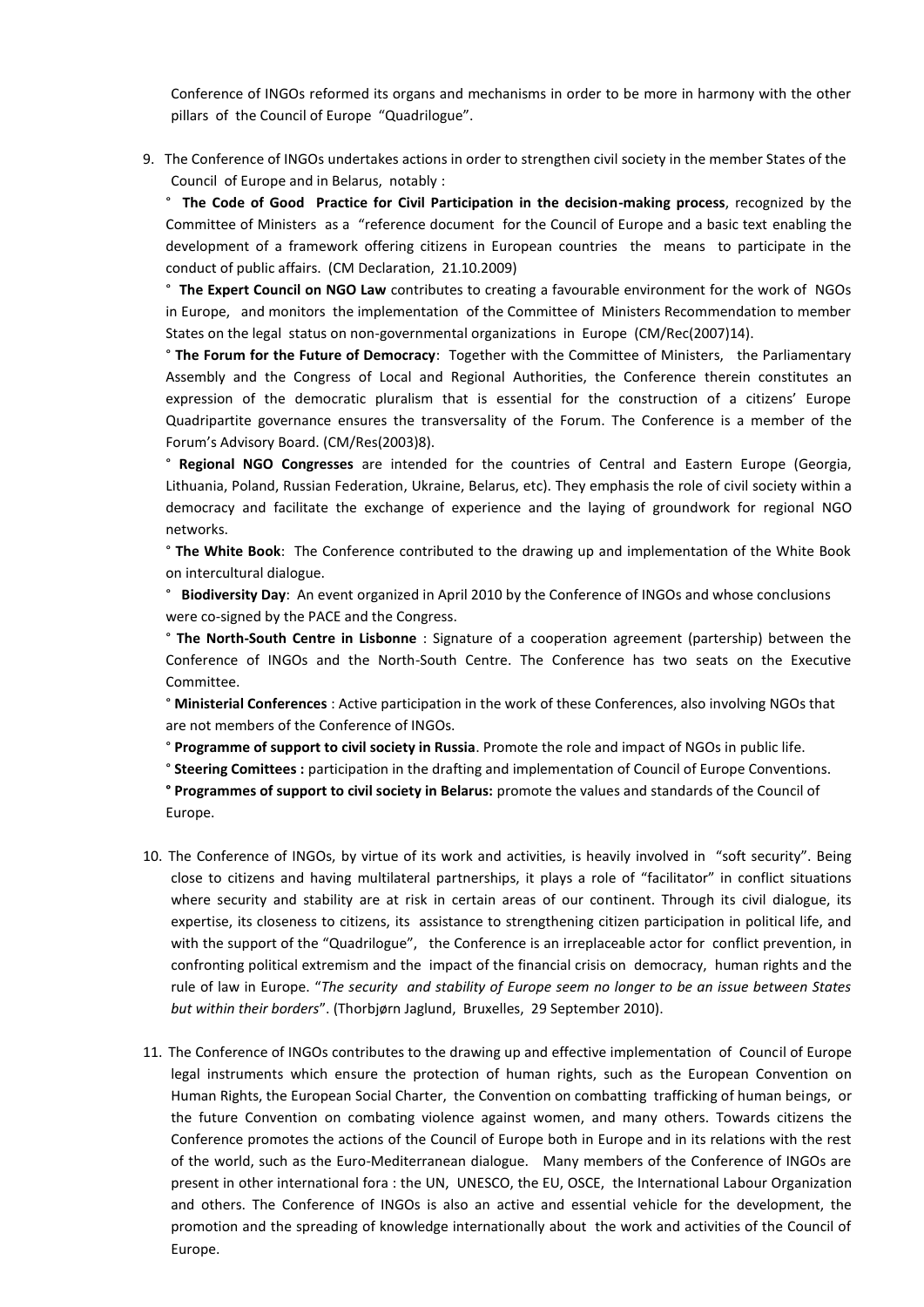Conference of INGOs reformed its organs and mechanisms in order to be more in harmony with the other pillars of the Council of Europe "Quadrilogue".

9. The Conference of INGOs undertakes actions in order to strengthen civil society in the member States of the Council of Europe and in Belarus, notably :

   ° **The Code of Good Practice for Civil Participation in the decision-making process**, recognized by the Committee of Ministers as a "reference document for the Council of Europe and a basic text enabling the development of a framework offering citizens in European countries the means to participate in the conduct of public affairs. (CM Declaration, 21.10.2009)

   ° **The Expert Council on NGO Law** contributes to creating a favourable environment for the work of NGOs in Europe, and monitors the implementation of the Committee of Ministers Recommendation to member States on the legal status on non-governmental organizations in Europe (CM/Rec(2007)14).

   ° **The Forum for the Future of Democracy**: Together with the Committee of Ministers, the Parliamentary Assembly and the Congress of Local and Regional Authorities, the Conference therein constitutes an expression of the democratic pluralism that is essential for the construction of a citizens' Europe Quadripartite governance ensures the transversality of the Forum. The Conference is a member of the Forum's Advisory Board. (CM/Res(2003)8).

   ° **Regional NGO Congresses** are intended for the countries of Central and Eastern Europe (Georgia, Lithuania, Poland, Russian Federation, Ukraine, Belarus, etc). They emphasis the role of civil society within a democracy and facilitate the exchange of experience and the laying of groundwork for regional NGO networks.

   ° **The White Book**: The Conference contributed to the drawing up and implementation of the White Book on intercultural dialogue.

   ° **Biodiversity Day**: An event organized in April 2010 by the Conference of INGOs and whose conclusions were co-signed by the PACE and the Congress.

   ° **The North-South Centre in Lisbonne** : Signature of a cooperation agreement (partership) between the Conference of INGOs and the North-South Centre. The Conference has two seats on the Executive Committee.

   ° **Ministerial Conferences** : Active participation in the work of these Conferences, also involving NGOs that are not members of the Conference of INGOs.

   ° **Programme of support to civil society in Russia**. Promote the role and impact of NGOs in public life.

   ° **Steering Comittees :** participation in the drafting and implementation of Council of Europe Conventions.

   **° Programmes of support to civil society in Belarus:** promote the values and standards of the Council of Europe.

10. The Conference of INGOs, by virtue of its work and activities, is heavily involved in "soft security". Being close to citizens and having multilateral partnerships, it plays a role of "facilitator" in conflict situations where security and stability are at risk in certain areas of our continent. Through its civil dialogue, its expertise, its closeness to citizens, its assistance to strengthening citizen participation in political life, and with the support of the "Quadrilogue", the Conference is an irreplaceable actor for conflict prevention, in confronting political extremism and the impact of the financial crisis on democracy, human rights and the rule of law in Europe. "*The security and stability of Europe seem no longer to be an issue between States but within their borders*". (Thorbjørn Jaglund, Bruxelles, 29 September 2010).

11. The Conference of INGOs contributes to the drawing up and effective implementation of Council of Europe legal instruments which ensure the protection of human rights, such as the European Convention on Human Rights, the European Social Charter, the Convention on combatting trafficking of human beings, or the future Convention on combating violence against women, and many others. Towards citizens the Conference promotes the actions of the Council of Europe both in Europe and in its relations with the rest of the world, such as the Euro-Mediterranean dialogue. Many members of the Conference of INGOs are present in other international fora : the UN, UNESCO, the EU, OSCE, the International Labour Organization and others. The Conference of INGOs is also an active and essential vehicle for the development, the promotion and the spreading of knowledge internationally about the work and activities of the Council of Europe.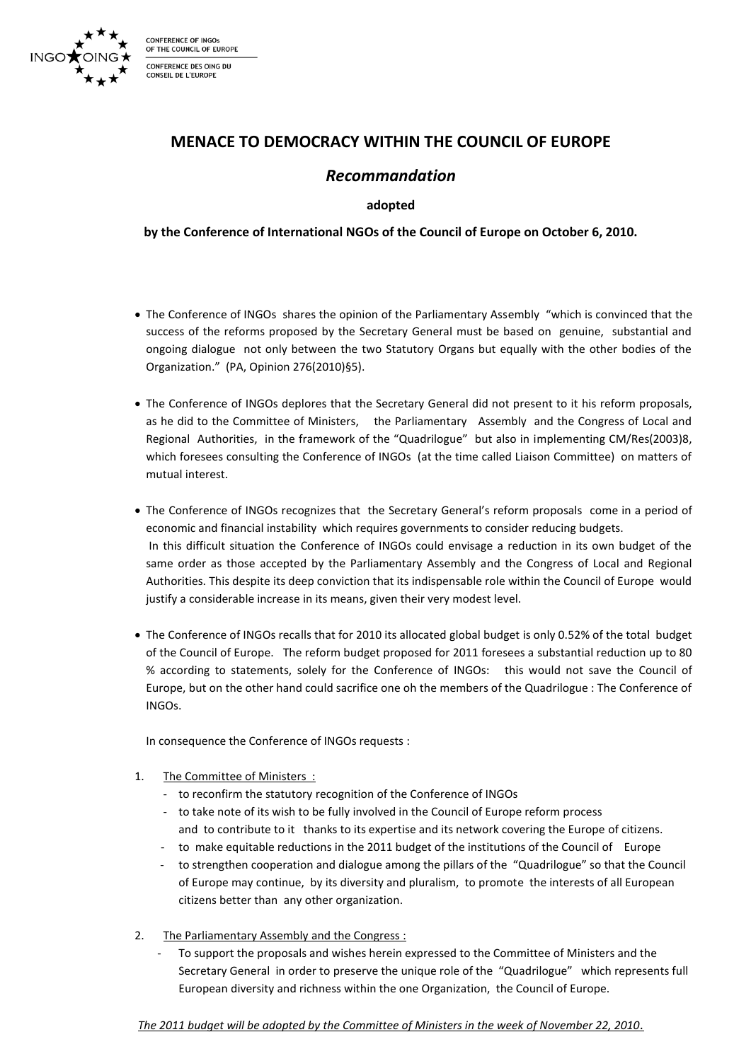CONFERENCE OF INGOs OF THE COUNCIL OF EUROPE

CONFERENCE DES OING DU CONSEIL DE L'EUROPE

# MENACE TO DEMOCRACY WITHIN THE COUNCIL OF EUROPE

## *Recommandation*

**adopted**

**by the Conference of International NGOs of the Council of Europe on October 6, 2010.**

- The Conference of INGOs shares the opinion of the Parliamentary Assembly "which is convinced that the success of the reforms proposed by the Secretary General must be based on genuine, substantial and ongoing dialogue not only between the two Statutory Organs but equally with the other bodies of the Organization." (PA, Opinion 276(2010)§5).

- The Conference of INGOs deplores that the Secretary General did not present to it his reform proposals, as he did to the Committee of Ministers, the Parliamentary Assembly and the Congress of Local and Regional Authorities, in the framework of the "Quadrilogue" but also in implementing CM/Res(2003)8, which foresees consulting the Conference of INGOs (at the time called Liaison Committee) on matters of mutual interest.

- The Conference of INGOs recognizes that the Secretary General's reform proposals come in a period of economic and financial instability which requires governments to consider reducing budgets.
  In this difficult situation the Conference of INGOs could envisage a reduction in its own budget of the same order as those accepted by the Parliamentary Assembly and the Congress of Local and Regional Authorities. This despite its deep conviction that its indispensable role within the Council of Europe would justify a considerable increase in its means, given their very modest level.

- The Conference of INGOs recalls that for 2010 its allocated global budget is only 0.52% of the total budget of the Council of Europe. The reform budget proposed for 2011 foresees a substantial reduction up to 80 % according to statements, solely for the Conference of INGOs: this would not save the Council of Europe, but on the other hand could sacrifice one oh the members of the Quadrilogue : The Conference of INGOs.

  In consequence the Conference of INGOs requests :

1. <u>The Committee of Ministers :</u>
   - to reconfirm the statutory recognition of the Conference of INGOs
   - to take note of its wish to be fully involved in the Council of Europe reform process and to contribute to it thanks to its expertise and its network covering the Europe of citizens.
   - to make equitable reductions in the 2011 budget of the institutions of the Council of Europe
   - to strengthen cooperation and dialogue among the pillars of the "Quadrilogue" so that the Council of Europe may continue, by its diversity and pluralism, to promote the interests of all European citizens better than any other organization.

2. <u>The Parliamentary Assembly and the Congress :</u>
   - To support the proposals and wishes herein expressed to the Committee of Ministers and the Secretary General in order to preserve the unique role of the "Quadrilogue" which represents full European diversity and richness within the one Organization, the Council of Europe.

<u>*The 2011 budget will be adopted by the Committee of Ministers in the week of November 22, 2010.*</u>